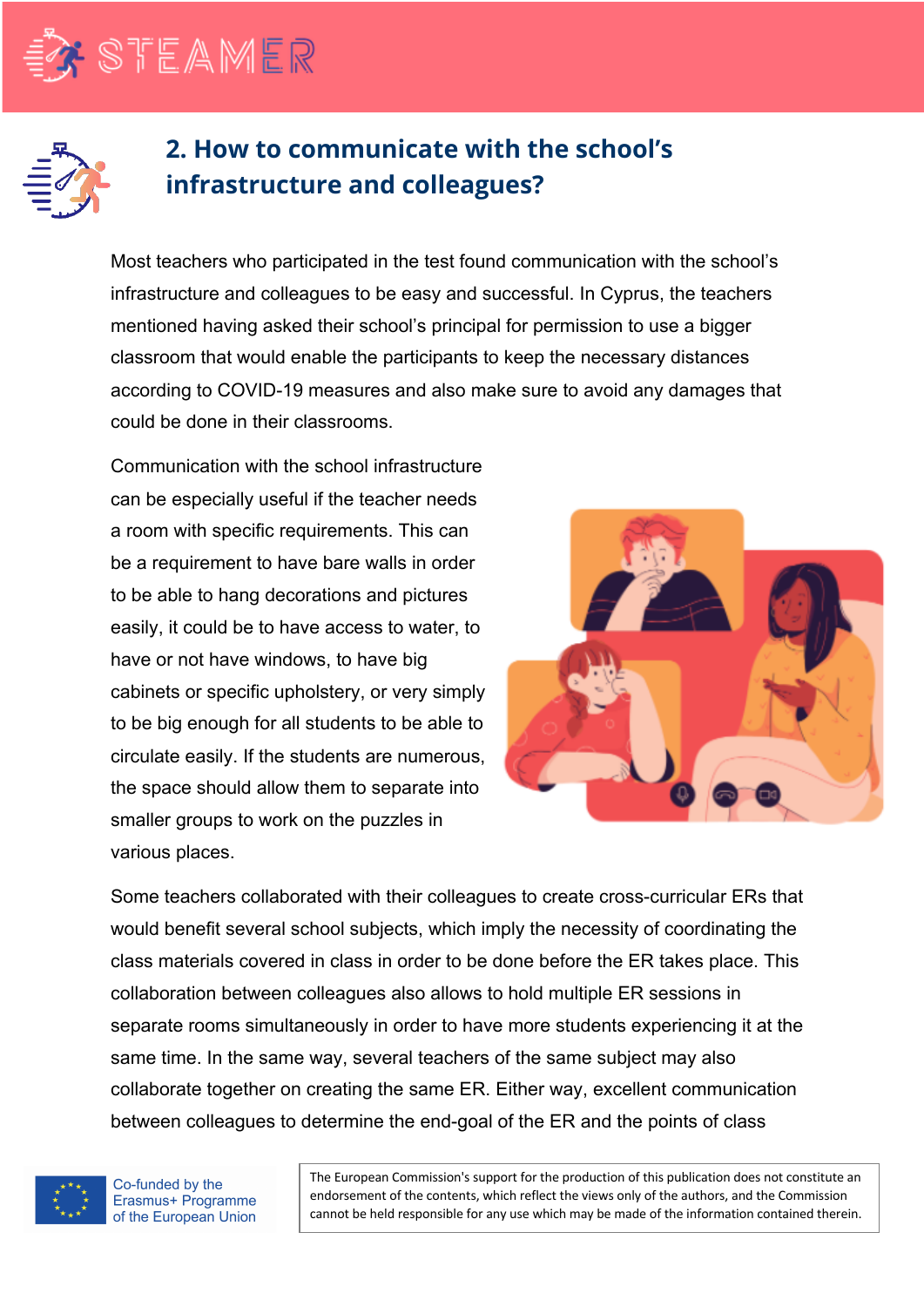## 2. How to communicate with the school's infrastructure and colleagues?

Most teachers who participated in the test found communication with the school's infrastructure and colleagues to be easy and successful. In Cyprus, the teachers mentioned having asked their school's principal for permission to use a bigger classroom that would enable the participants to keep the necessary distances according to COVID-19 measures and also make sure to avoid any damages that could be done in their classrooms.

Communication with the school infrastructure can be especially useful if the teacher needs a room with specific requirements. This can be a requirement to have bare walls in order to be able to hang decorations and pictures easily, it could be to have access to water, to have or not have windows, to have big cabinets or specific upholstery, or very simply to be big enough for all students to be able to circulate easily. If the students are numerous, the space should allow them to separate into smaller groups to work on the puzzles in various places.

Some teachers collaborated with their colleagues to create cross-curricular ERs that would benefit several school subjects, which imply the necessity of coordinating the class materials covered in class in order to be done before the ER takes place. This collaboration between colleagues also allows to hold multiple ER sessions in separate rooms simultaneously in order to have more students experiencing it at the same time. In the same way, several teachers of the same subject may also collaborate together on creating the same ER. Either way, excellent communication between colleagues to determine the end-goal of the ER and the points of class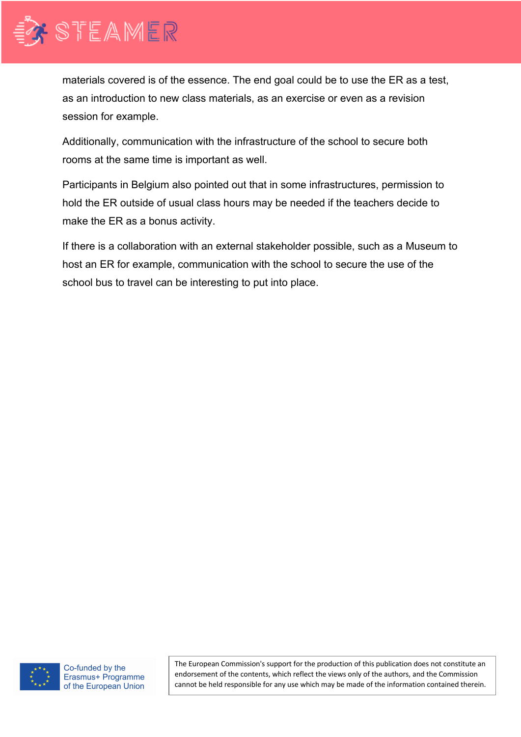materials covered is of the essence. The end goal could be to use the ER as a test, as an introduction to new class materials, as an exercise or even as a revision session for example.

Additionally, communication with the infrastructure of the school to secure both rooms at the same time is important as well.

Participants in Belgium also pointed out that in some infrastructures, permission to hold the ER outside of usual class hours may be needed if the teachers decide to make the ER as a bonus activity.

If there is a collaboration with an external stakeholder possible, such as a Museum to host an ER for example, communication with the school to secure the use of the school bus to travel can be interesting to put into place.